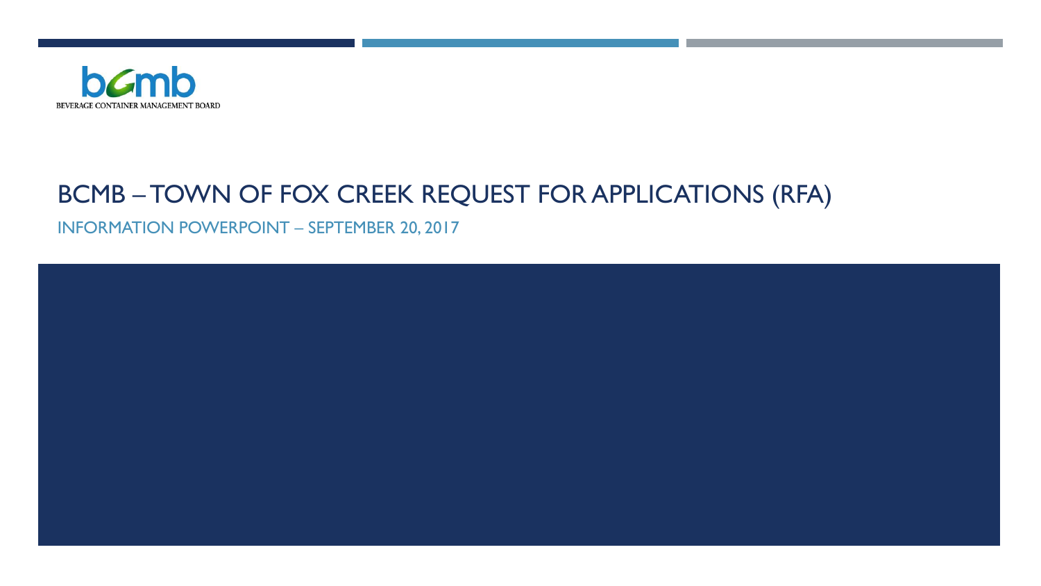BEVERAGE CONTAINER MANAGEMENT BOARD

# BCMB – TOWN OF FOX CREEK REQUEST FOR APPLICATIONS (RFA)

## INFORMATION POWERPOINT – SEPTEMBER 20, 2017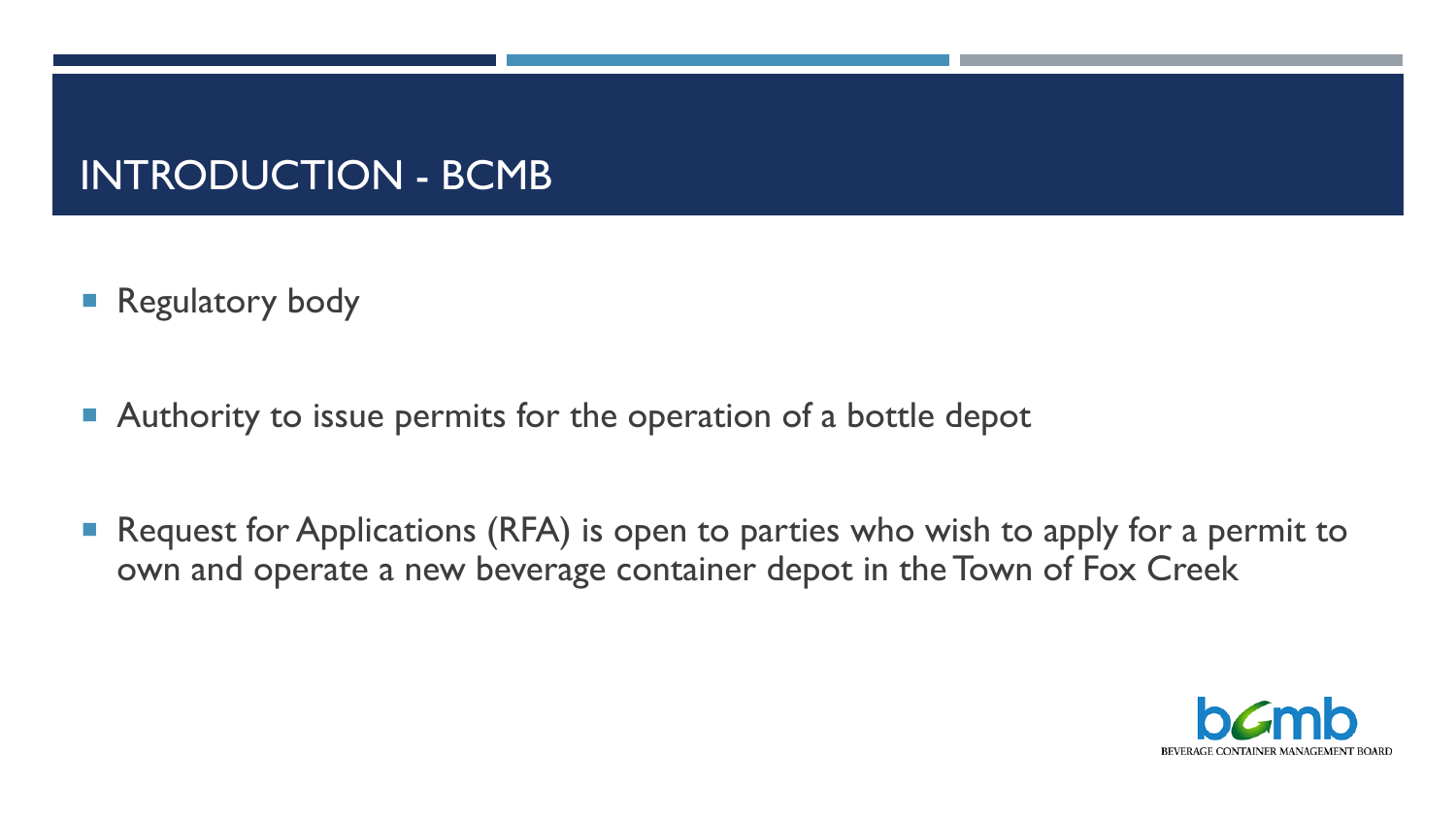# INTRODUCTION - BCMB

- Regulatory body
- Authority to issue permits for the operation of a bottle depot
- Request for Applications (RFA) is open to parties who wish to apply for a permit to own and operate a new beverage container depot in the Town of Fox Creek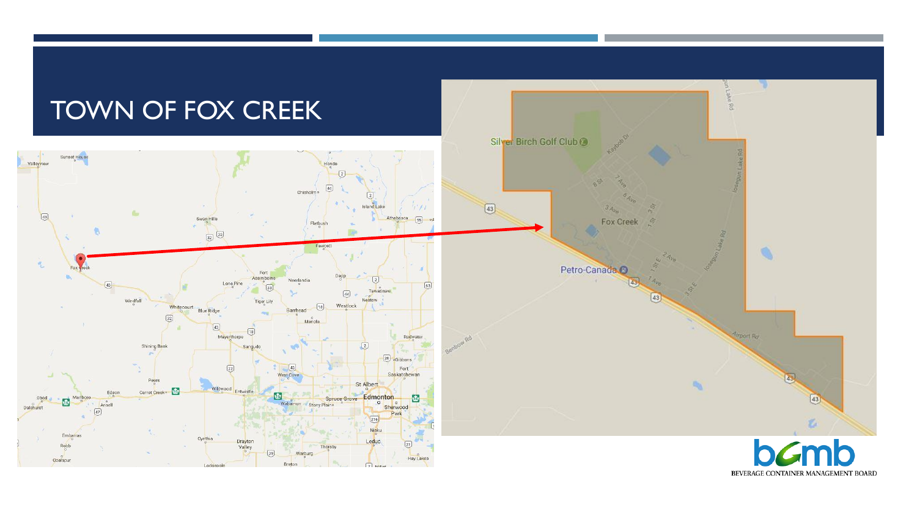# TOWN OF FOX CREEK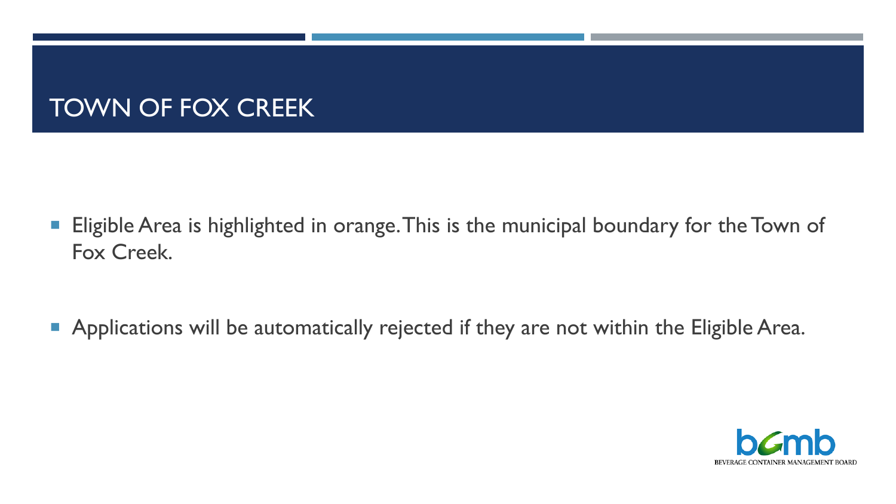# TOWN OF FOX CREEK

- Eligible Area is highlighted in orange. This is the municipal boundary for the Town of Fox Creek.

- Applications will be automatically rejected if they are not within the Eligible Area.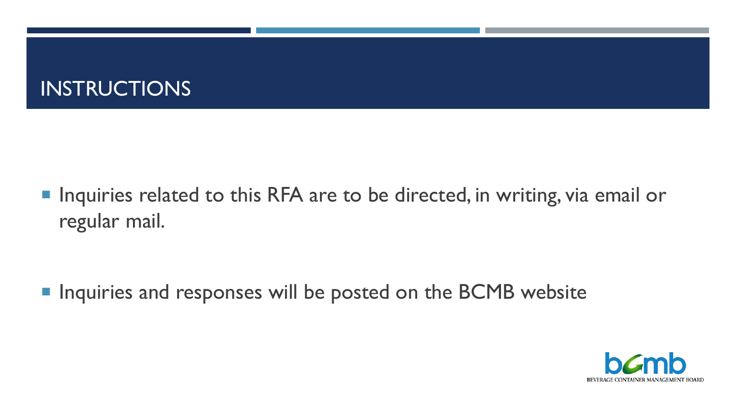# INSTRUCTIONS

- Inquiries related to this RFA are to be directed, in writing, via email or regular mail.
- Inquiries and responses will be posted on the BCMB website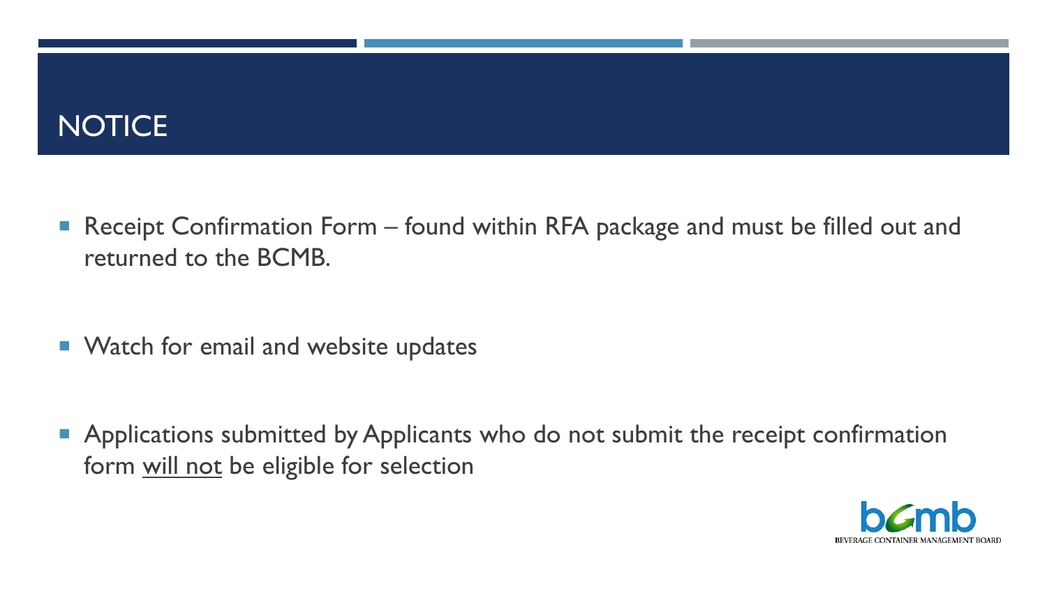# NOTICE

- Receipt Confirmation Form – found within RFA package and must be filled out and returned to the BCMB.

- Watch for email and website updates

- Applications submitted by Applicants who do not submit the receipt confirmation form <u>will not</u> be eligible for selection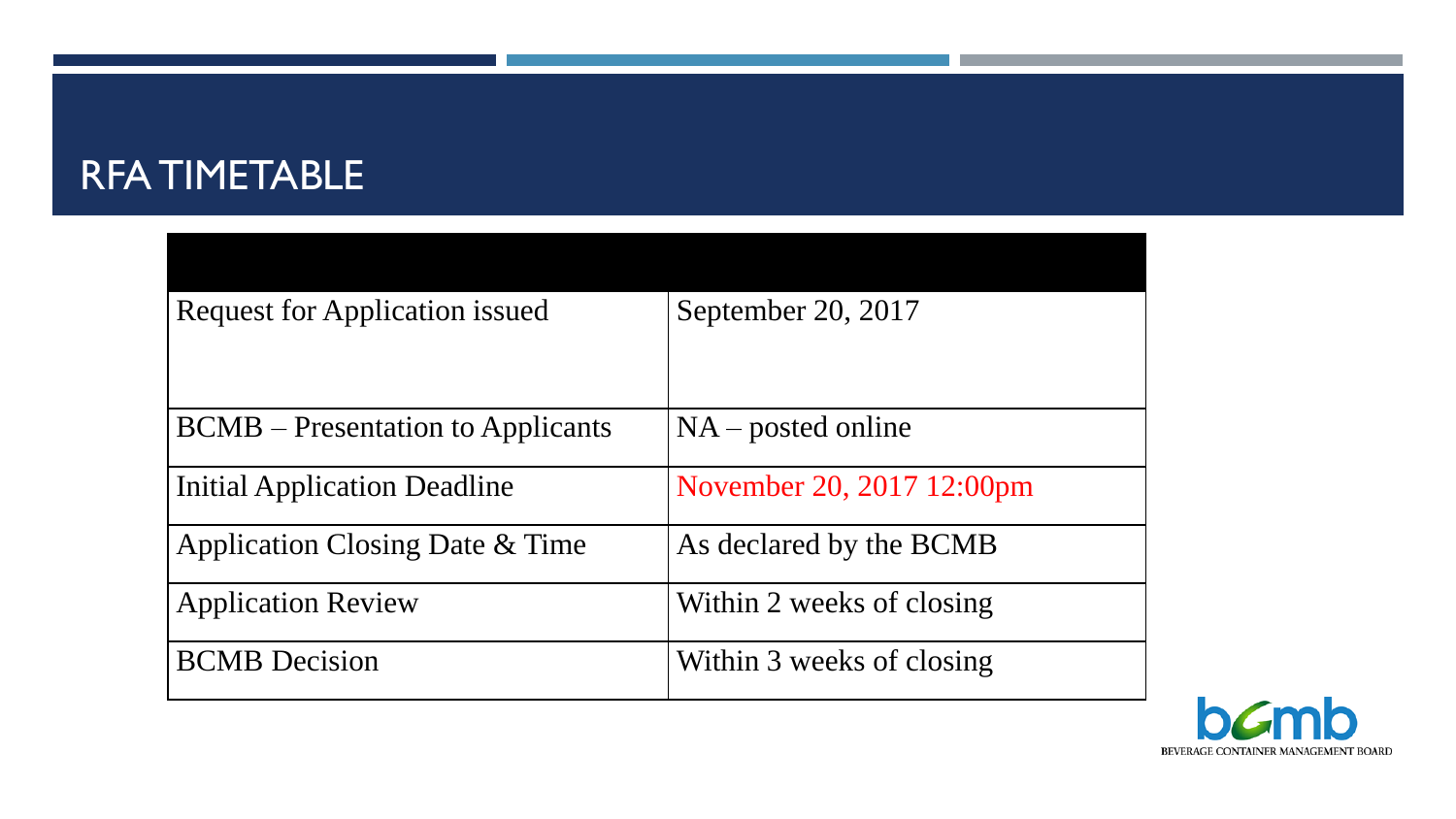## RFA TIMETABLE

| | |
|---|---|
| Request for Application issued | September 20, 2017 |
| BCMB – Presentation to Applicants | NA – posted online |
| Initial Application Deadline | November 20, 2017 12:00pm |
| Application Closing Date & Time | As declared by the BCMB |
| Application Review | Within 2 weeks of closing |
| BCMB Decision | Within 3 weeks of closing |

BEVERAGE CONTAINER MANAGEMENT BOARD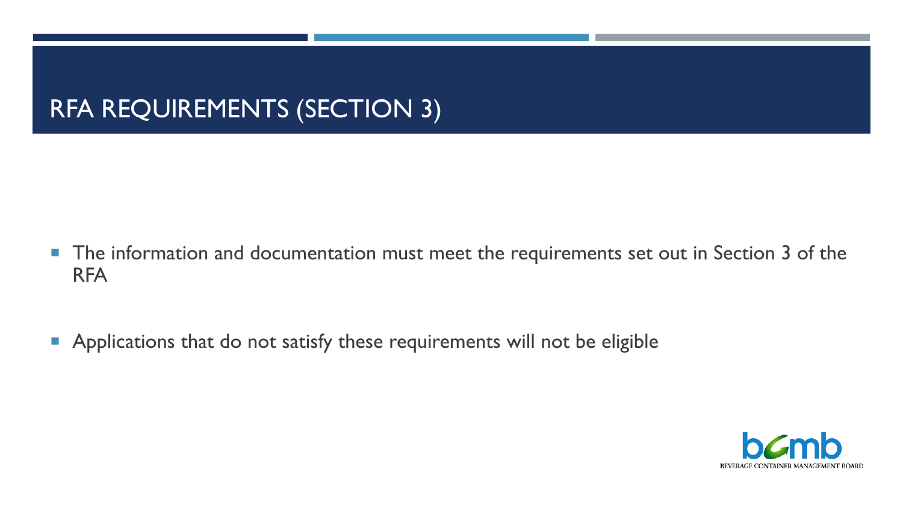# RFA REQUIREMENTS (SECTION 3)

- The information and documentation must meet the requirements set out in Section 3 of the RFA
- Applications that do not satisfy these requirements will not be eligible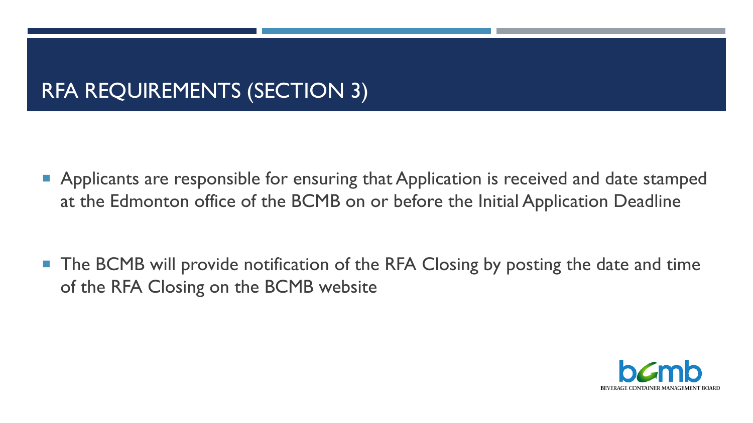# RFA REQUIREMENTS (SECTION 3)

- Applicants are responsible for ensuring that Application is received and date stamped at the Edmonton office of the BCMB on or before the Initial Application Deadline

- The BCMB will provide notification of the RFA Closing by posting the date and time of the RFA Closing on the BCMB website

bcmb
BEVERAGE CONTAINER MANAGEMENT BOARD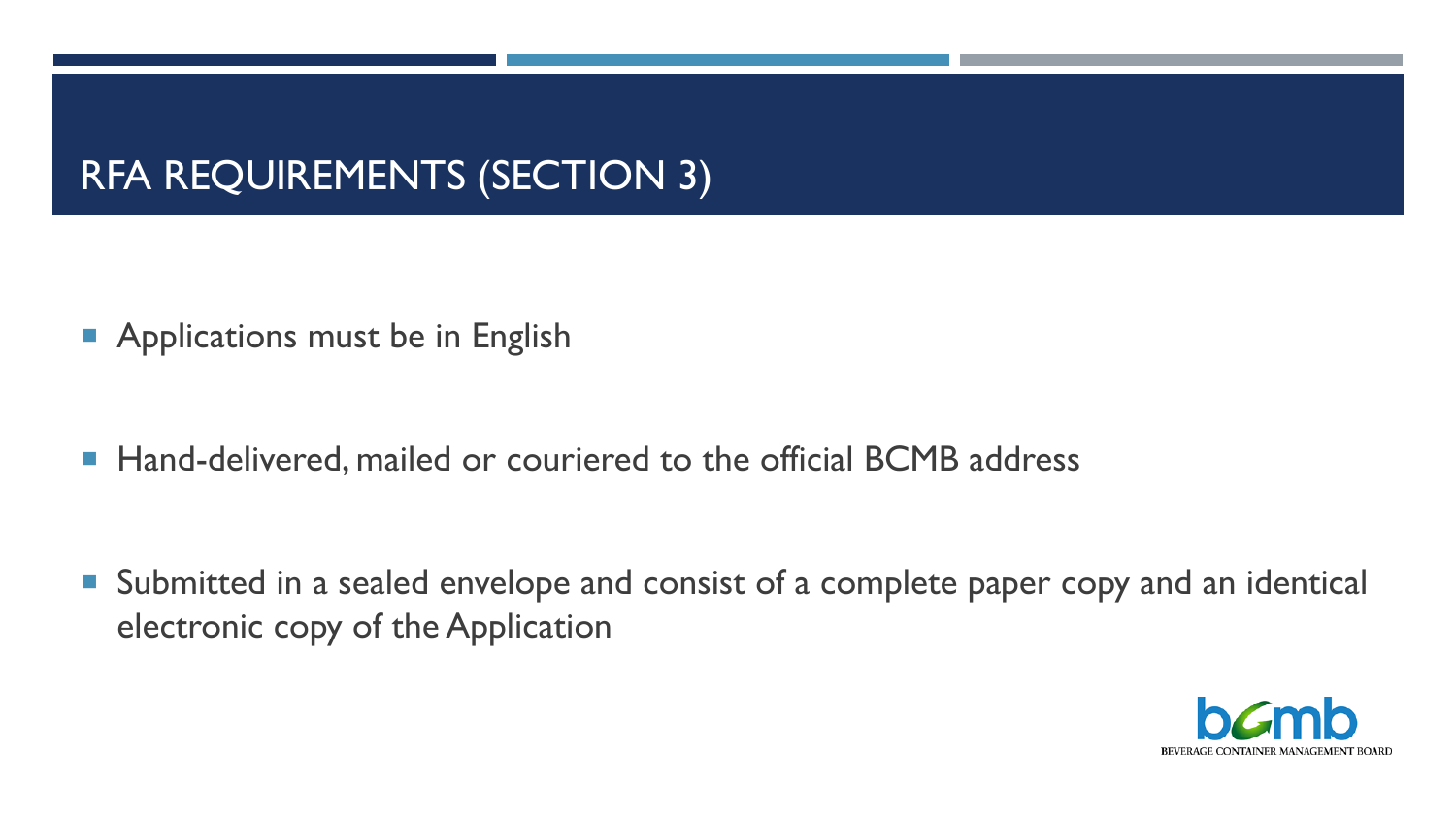# RFA REQUIREMENTS (SECTION 3)

- Applications must be in English
- Hand-delivered, mailed or couriered to the official BCMB address
- Submitted in a sealed envelope and consist of a complete paper copy and an identical electronic copy of the Application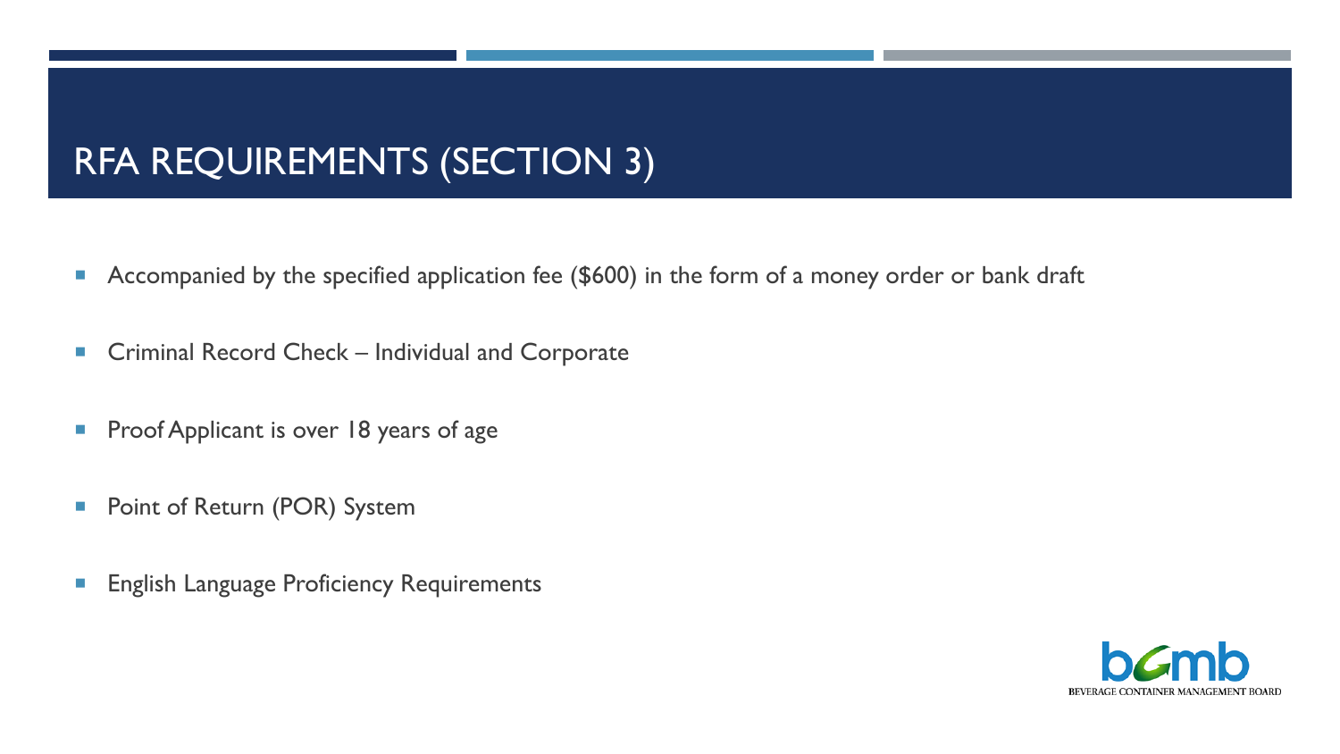# RFA REQUIREMENTS (SECTION 3)

- Accompanied by the specified application fee ($600) in the form of a money order or bank draft
- Criminal Record Check – Individual and Corporate
- Proof Applicant is over 18 years of age
- Point of Return (POR) System
- English Language Proficiency Requirements

bcmb
BEVERAGE CONTAINER MANAGEMENT BOARD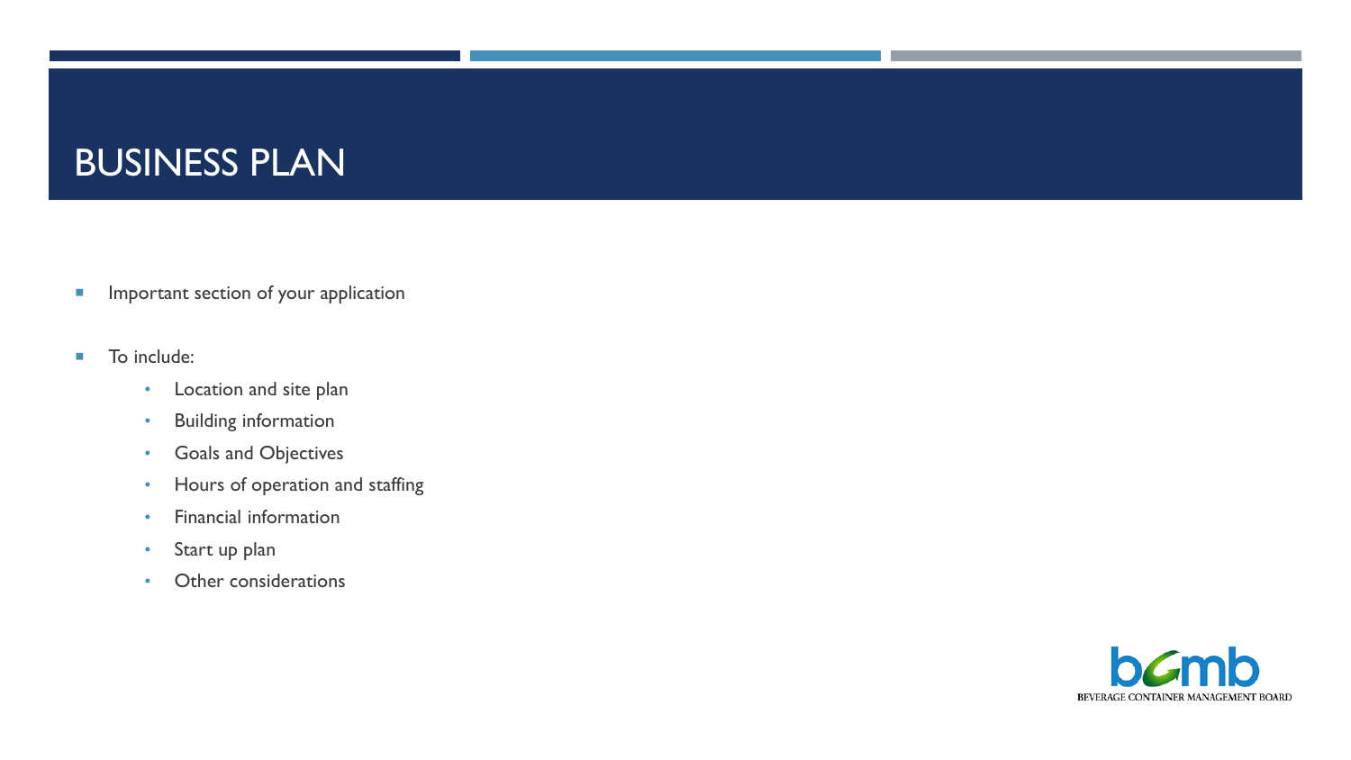# BUSINESS PLAN

- Important section of your application
- To include:
  - Location and site plan
  - Building information
  - Goals and Objectives
  - Hours of operation and staffing
  - Financial information
  - Start up plan
  - Other considerations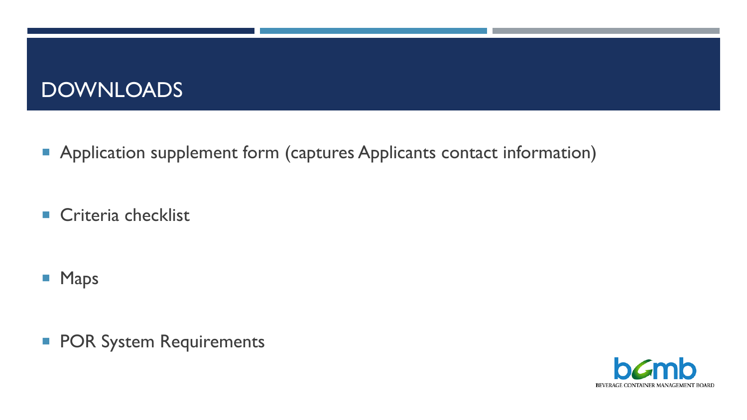# DOWNLOADS

- Application supplement form (captures Applicants contact information)
- Criteria checklist
- Maps
- POR System Requirements

BEVERAGE CONTAINER MANAGEMENT BOARD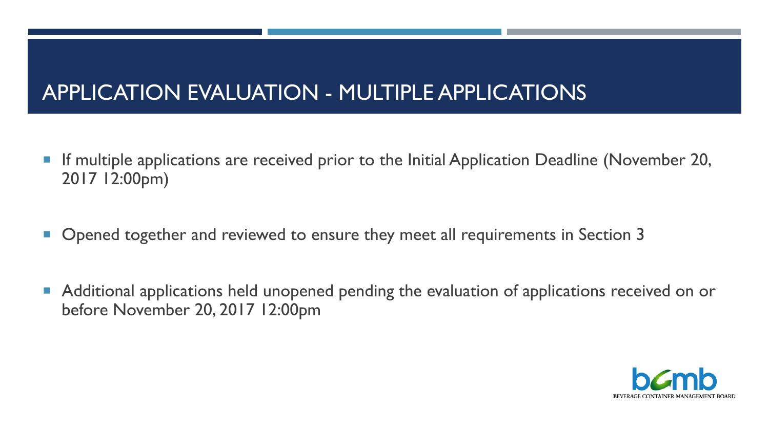# APPLICATION EVALUATION - MULTIPLE APPLICATIONS

- If multiple applications are received prior to the Initial Application Deadline (November 20, 2017 12:00pm)
- Opened together and reviewed to ensure they meet all requirements in Section 3
- Additional applications held unopened pending the evaluation of applications received on or before November 20, 2017 12:00pm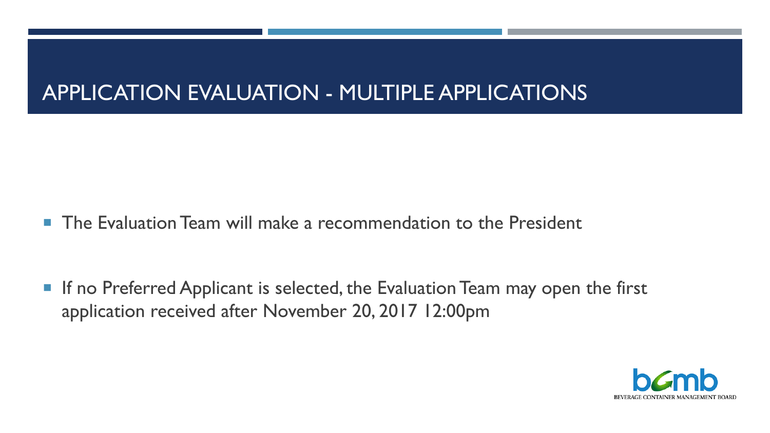# APPLICATION EVALUATION - MULTIPLE APPLICATIONS

- The Evaluation Team will make a recommendation to the President
- If no Preferred Applicant is selected, the Evaluation Team may open the first application received after November 20, 2017 12:00pm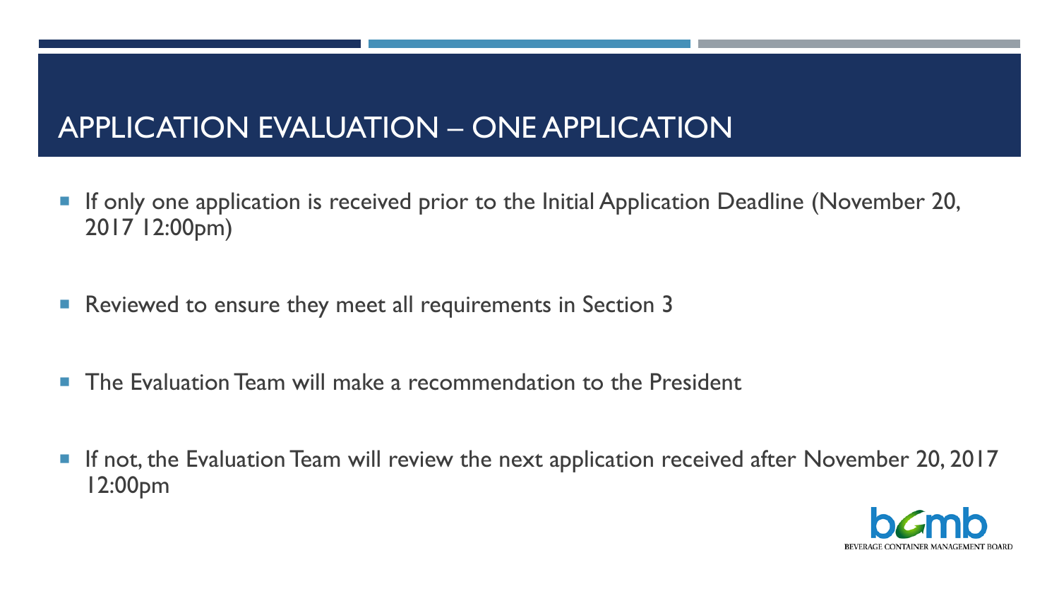# APPLICATION EVALUATION – ONE APPLICATION

- If only one application is received prior to the Initial Application Deadline (November 20, 2017 12:00pm)
- Reviewed to ensure they meet all requirements in Section 3
- The Evaluation Team will make a recommendation to the President
- If not, the Evaluation Team will review the next application received after November 20, 2017 12:00pm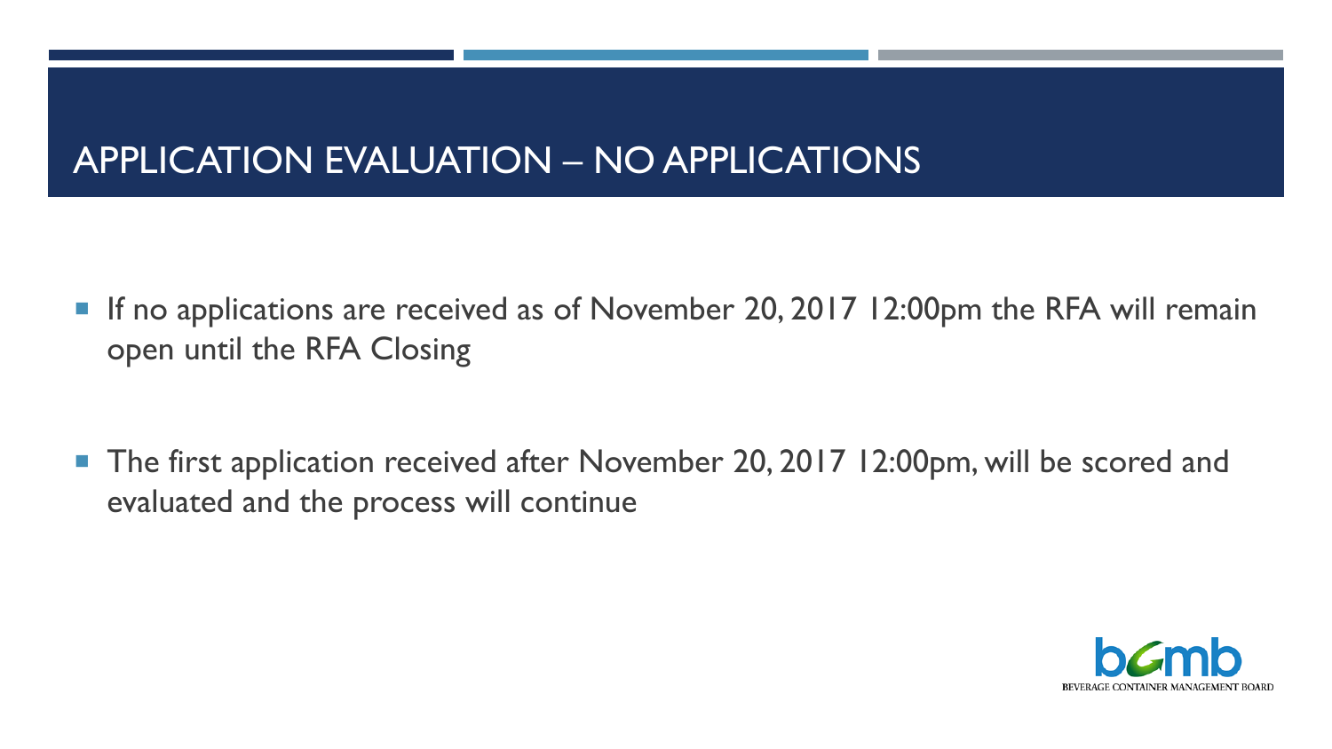# APPLICATION EVALUATION – NO APPLICATIONS

- If no applications are received as of November 20, 2017 12:00pm the RFA will remain open until the RFA Closing

- The first application received after November 20, 2017 12:00pm, will be scored and evaluated and the process will continue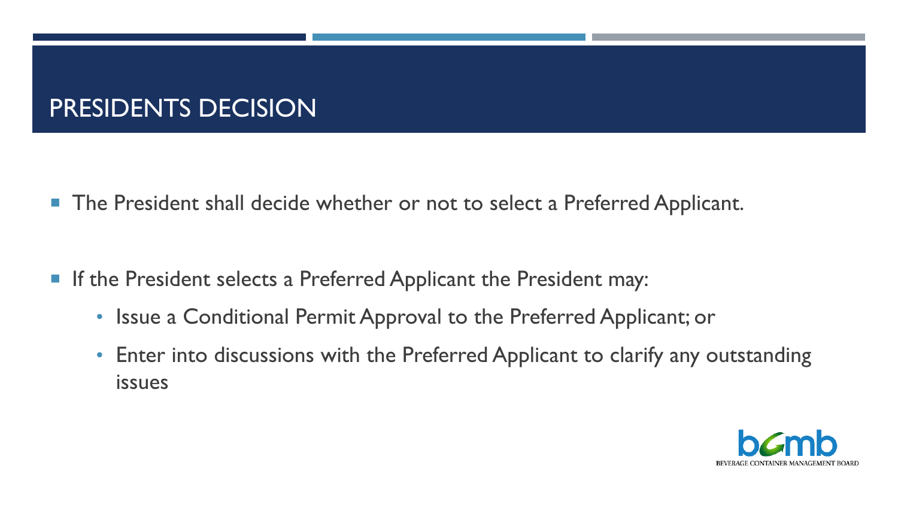# PRESIDENTS DECISION

- The President shall decide whether or not to select a Preferred Applicant.

- If the President selects a Preferred Applicant the President may:
  - Issue a Conditional Permit Approval to the Preferred Applicant; or
  - Enter into discussions with the Preferred Applicant to clarify any outstanding issues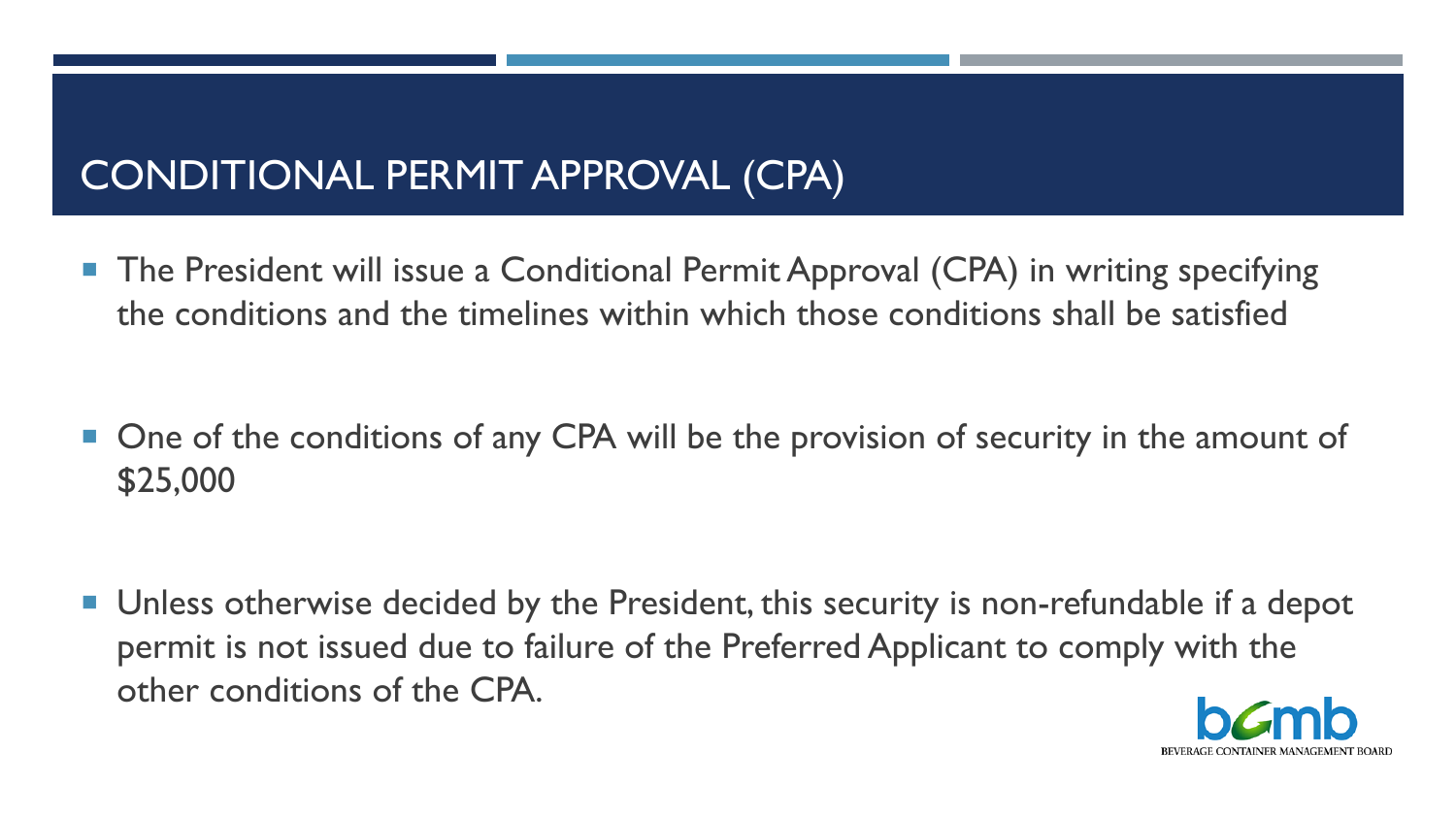# CONDITIONAL PERMIT APPROVAL (CPA)

- The President will issue a Conditional Permit Approval (CPA) in writing specifying the conditions and the timelines within which those conditions shall be satisfied

- One of the conditions of any CPA will be the provision of security in the amount of $25,000

- Unless otherwise decided by the President, this security is non-refundable if a depot permit is not issued due to failure of the Preferred Applicant to comply with the other conditions of the CPA.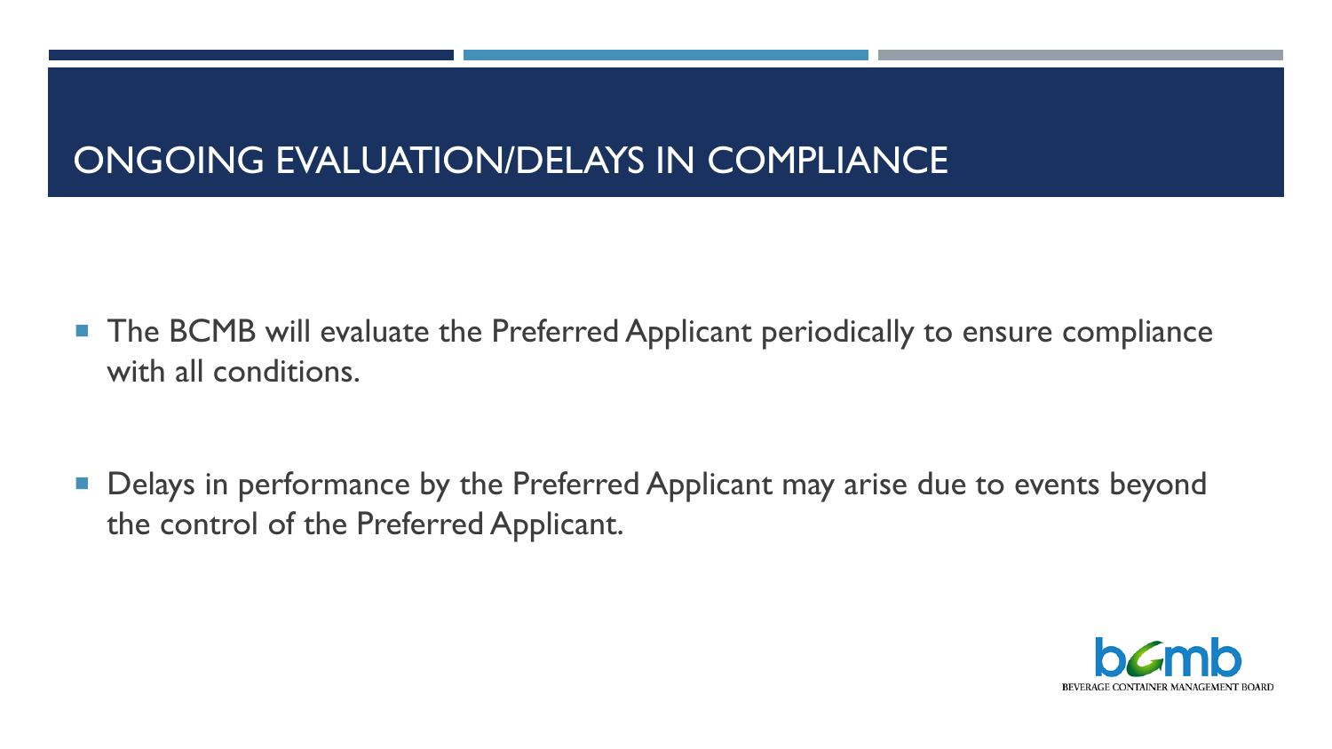# ONGOING EVALUATION/DELAYS IN COMPLIANCE

- The BCMB will evaluate the Preferred Applicant periodically to ensure compliance with all conditions.

- Delays in performance by the Preferred Applicant may arise due to events beyond the control of the Preferred Applicant.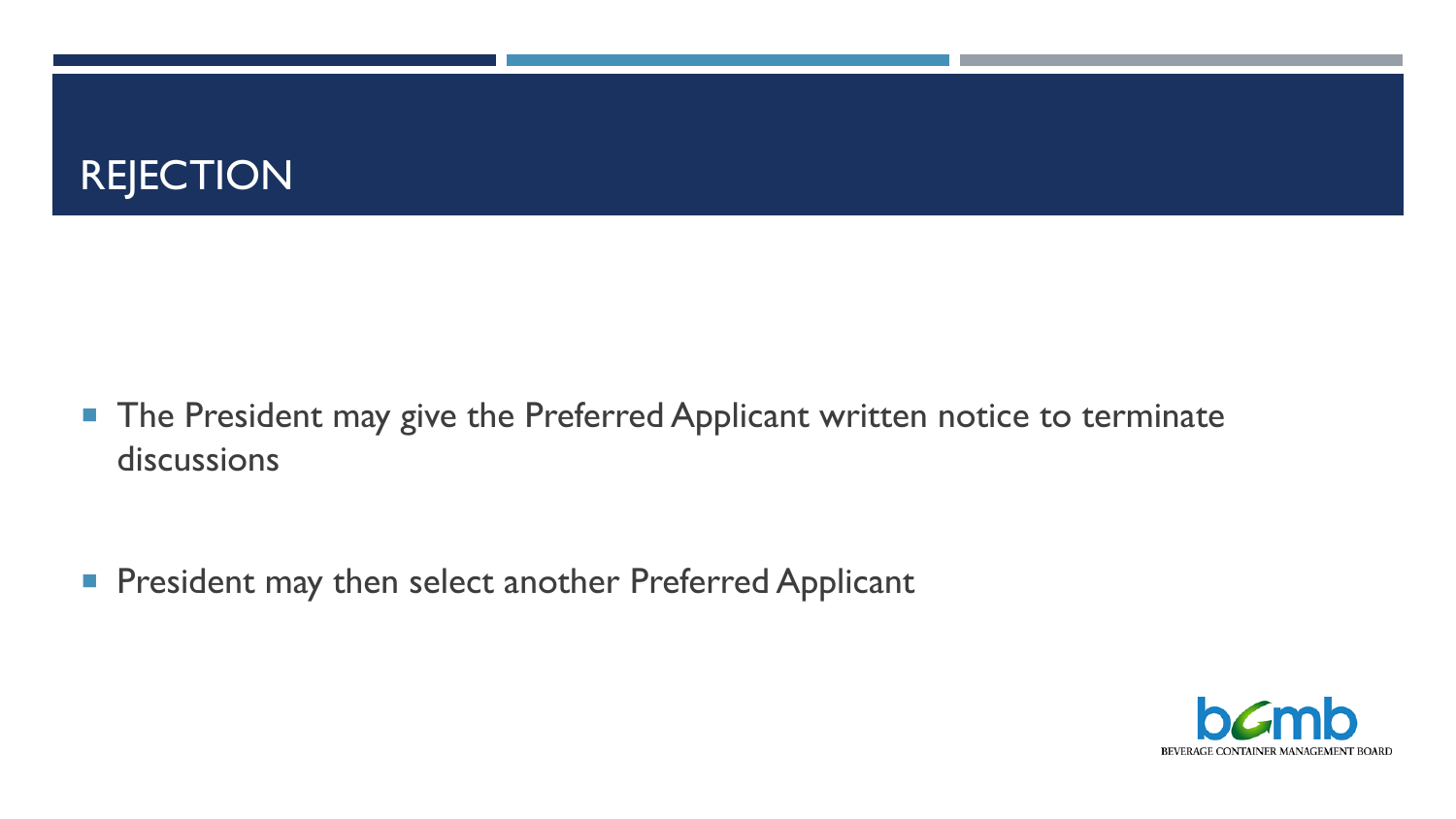# REJECTION

- The President may give the Preferred Applicant written notice to terminate discussions

- President may then select another Preferred Applicant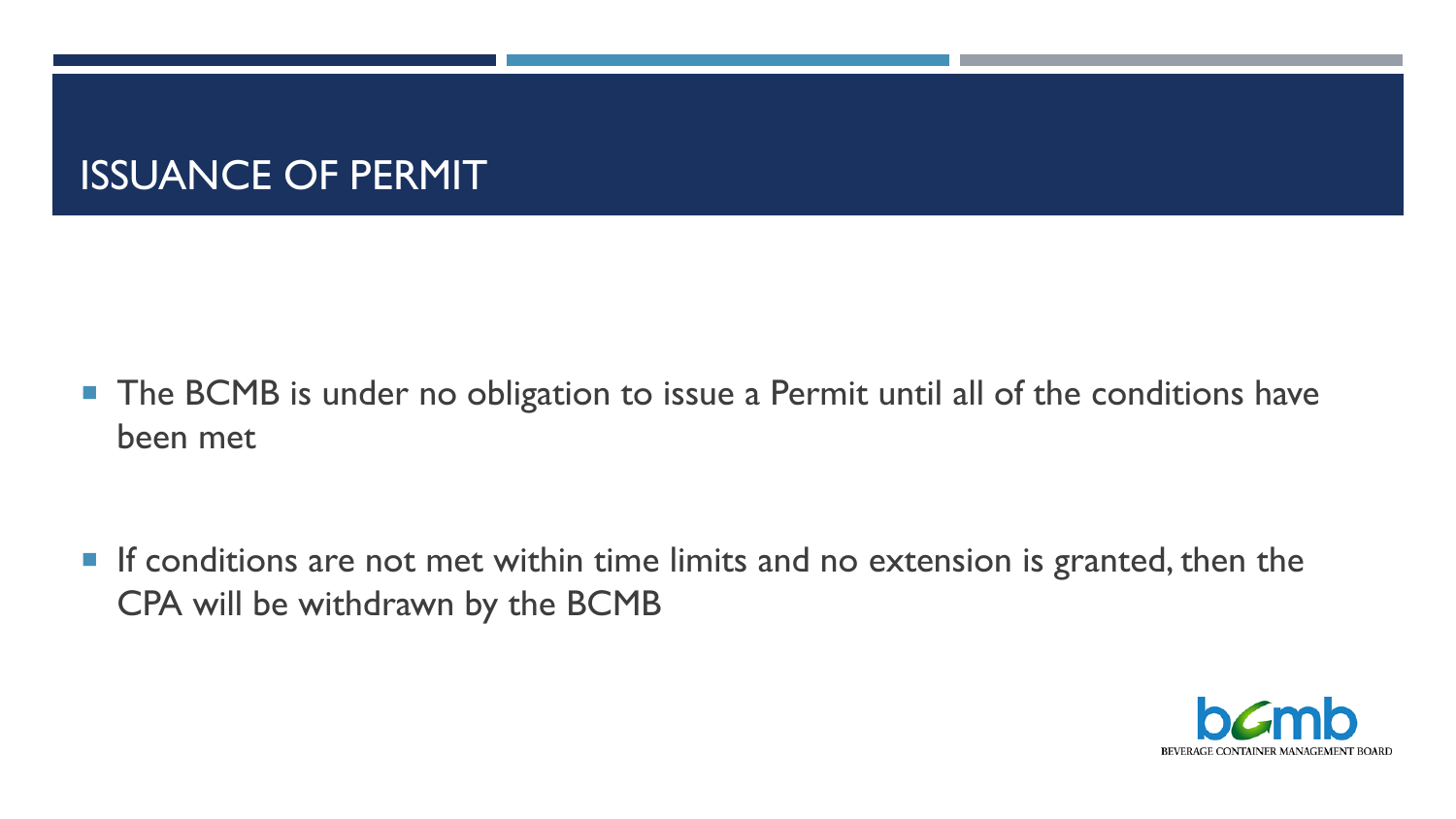# ISSUANCE OF PERMIT

- The BCMB is under no obligation to issue a Permit until all of the conditions have been met

- If conditions are not met within time limits and no extension is granted, then the CPA will be withdrawn by the BCMB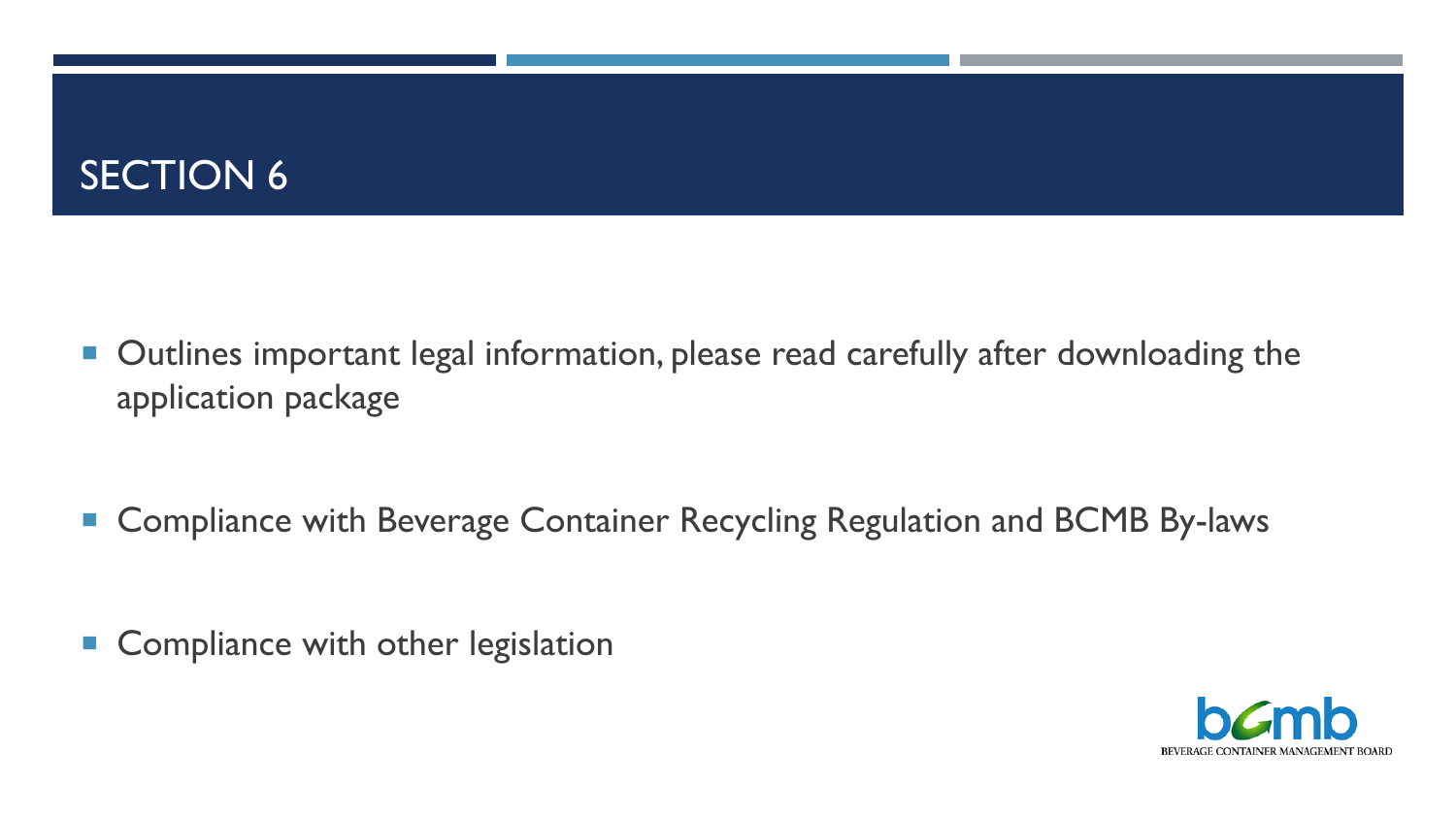# SECTION 6

- Outlines important legal information, please read carefully after downloading the application package
- Compliance with Beverage Container Recycling Regulation and BCMB By-laws
- Compliance with other legislation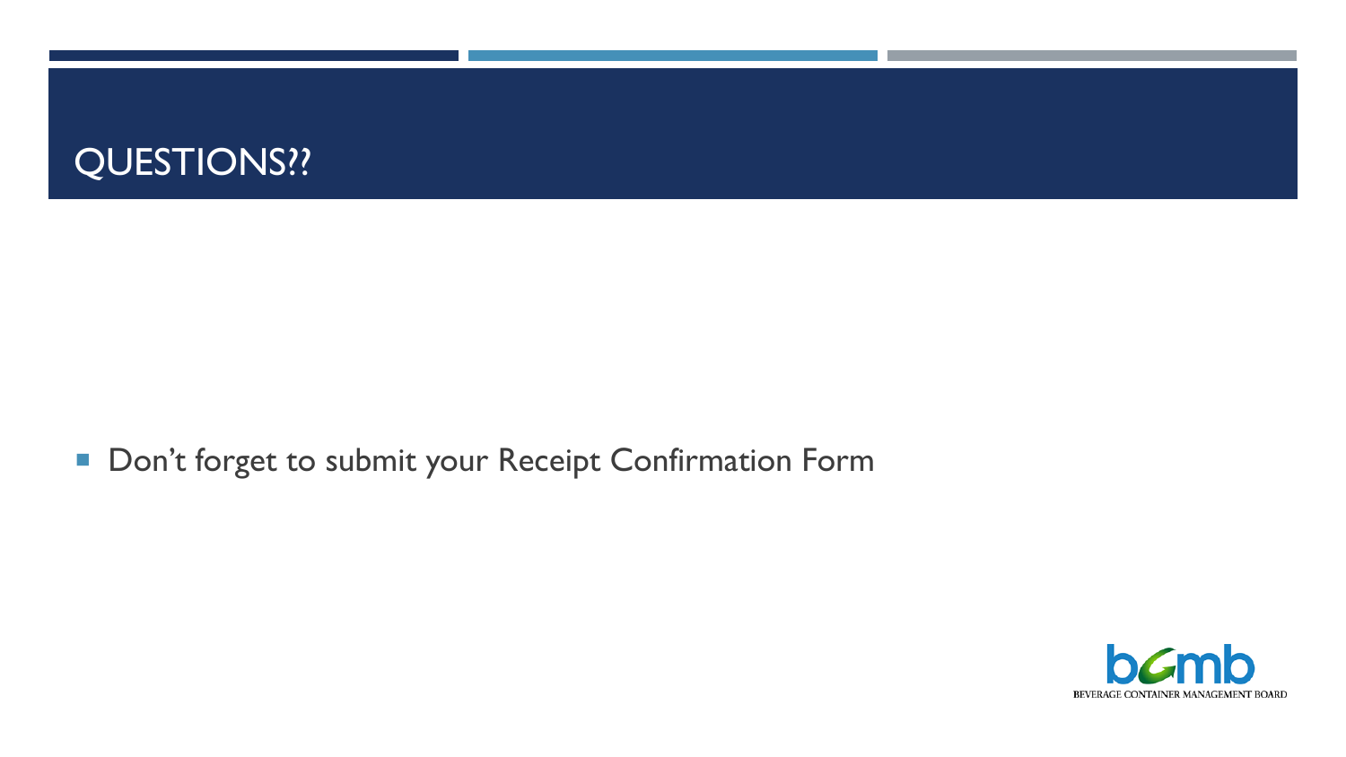# QUESTIONS??

- Don't forget to submit your Receipt Confirmation Form

BEVERAGE CONTAINER MANAGEMENT BOARD